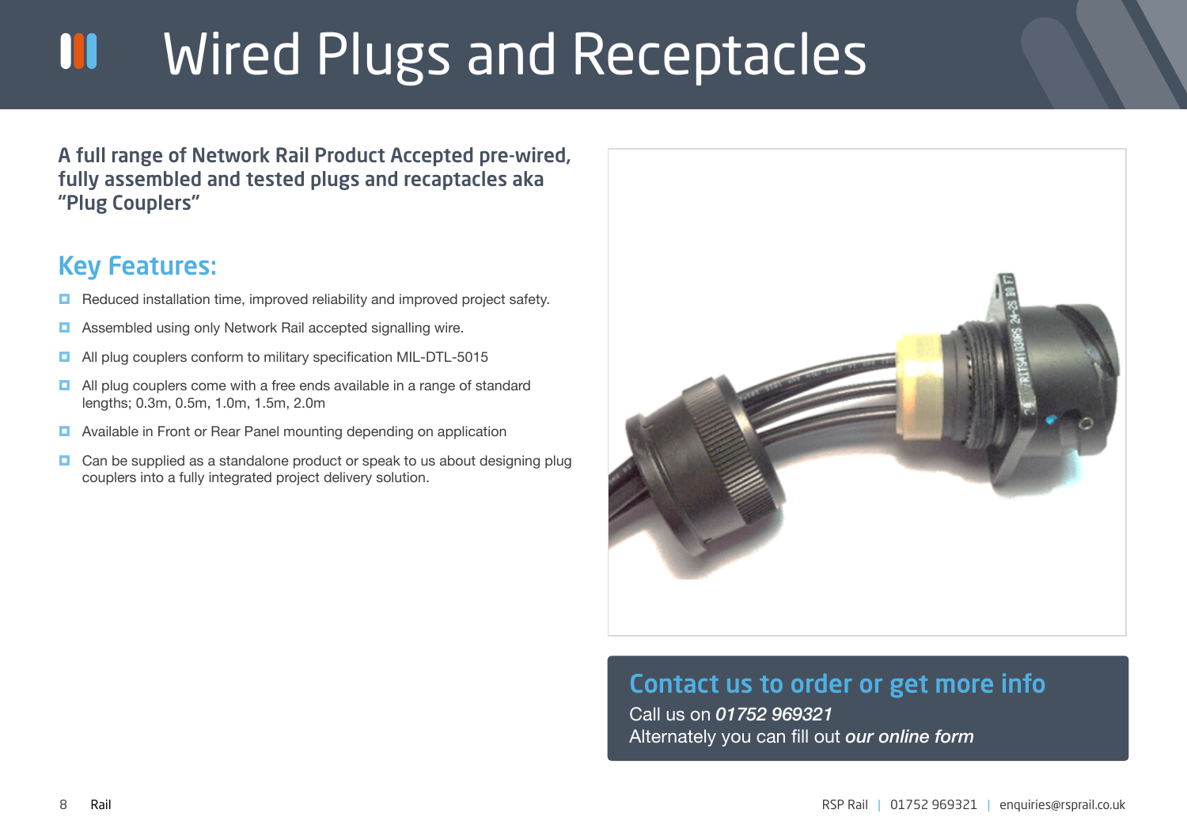# Wired Plugs and Receptacles

**A full range of Network Rail Product Accepted pre-wired, fully assembled and tested plugs and recaptacles aka "Plug Couplers"**

## Key Features:

- Reduced installation time, improved reliability and improved project safety.
- Assembled using only Network Rail accepted signalling wire.
- All plug couplers conform to military specification MIL-DTL-5015
- All plug couplers come with a free ends available in a range of standard lengths; 0.3m, 0.5m, 1.0m, 1.5m, 2.0m
- Available in Front or Rear Panel mounting depending on application
- Can be supplied as a standalone product or speak to us about designing plug couplers into a fully integrated project delivery solution.

## Contact us to order or get more info

Call us on *01752 969321*
Alternately you can fill out ***our online form***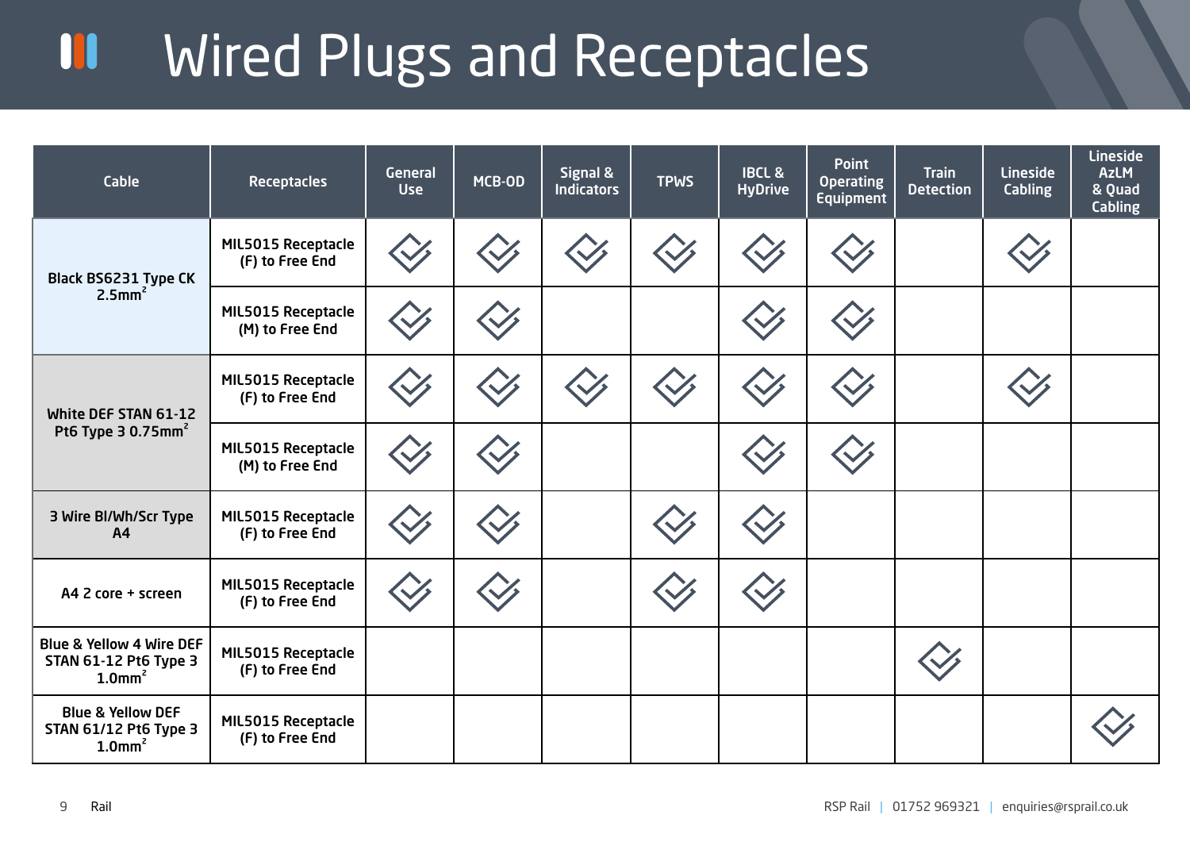# Wired Plugs and Receptacles

| Cable | Receptacles | General Use | MCB-OD | Signal & Indicators | TPWS | IBCL & HyDrive | Point Operating Equipment | Train Detection | Lineside Cabling | Lineside AzLM & Quad Cabling |
|---|---|---|---|---|---|---|---|---|---|---|
| Black BS6231 Type CK $2.5mm^2$ | MIL5015 Receptacle (F) to Free End | ✓ | ✓ | ✓ | ✓ | ✓ | ✓ | | ✓ | |
| | MIL5015 Receptacle (M) to Free End | ✓ | ✓ | | | ✓ | ✓ | | | |
| White DEF STAN 61-12 Pt6 Type 3 $0.75mm^2$ | MIL5015 Receptacle (F) to Free End | ✓ | ✓ | ✓ | ✓ | ✓ | ✓ | | ✓ | |
| | MIL5015 Receptacle (M) to Free End | ✓ | ✓ | | | ✓ | ✓ | | | |
| 3 Wire Bl/Wh/Scr Type A4 | MIL5015 Receptacle (F) to Free End | ✓ | ✓ | | ✓ | ✓ | | | | |
| A4 2 core + screen | MIL5015 Receptacle (F) to Free End | ✓ | ✓ | | ✓ | ✓ | | | | |
| Blue & Yellow 4 Wire DEF STAN 61-12 Pt6 Type 3 $1.0mm^2$ | MIL5015 Receptacle (F) to Free End | | | | | | | ✓ | | |
| Blue & Yellow DEF STAN 61/12 Pt6 Type 3 $1.0mm^2$ | MIL5015 Receptacle (F) to Free End | | | | | | | | | ✓ |

RSP Rail | 01752 969321 | enquiries@rsprail.co.uk